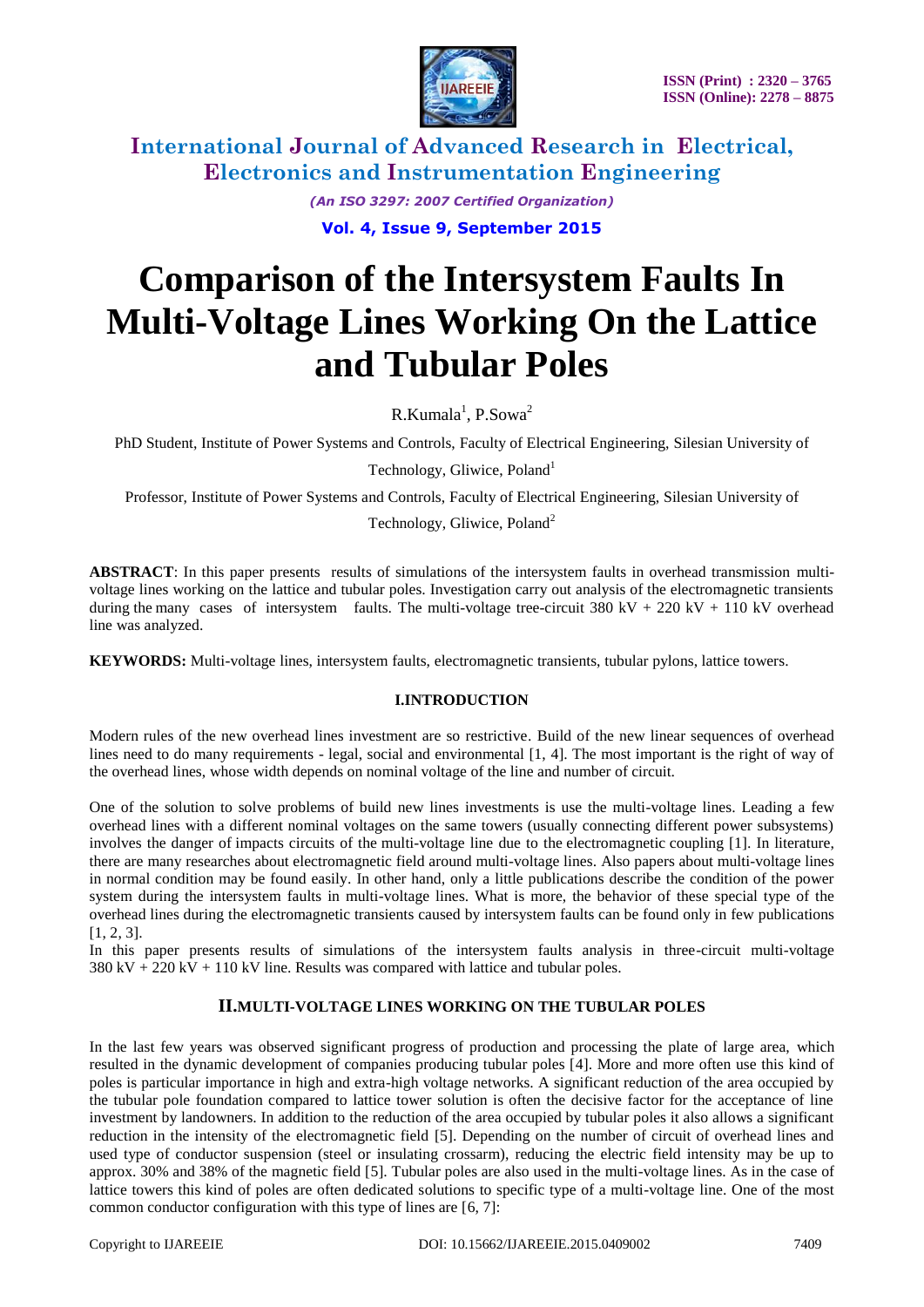# Comparison of the Intersystem Faults In Multi-Voltage Lines Working On the Lattice and Tubular Poles

R.Kumala[1], P.Sowa[2]

PhD Student, Institute of Power Systems and Controls, Faculty of Electrical Engineering, Silesian University of Technology, Gliwice, Poland[1]

Professor, Institute of Power Systems and Controls, Faculty of Electrical Engineering, Silesian University of Technology, Gliwice, Poland[2]

**ABSTRACT**: In this paper presents results of simulations of the intersystem faults in overhead transmission multi-voltage lines working on the lattice and tubular poles. Investigation carry out analysis of the electromagnetic transients during the many cases of intersystem faults. The multi-voltage tree-circuit 380 kV + 220 kV + 110 kV overhead line was analyzed.

**KEYWORDS:** Multi-voltage lines, intersystem faults, electromagnetic transients, tubular pylons, lattice towers.

## I.INTRODUCTION

Modern rules of the new overhead lines investment are so restrictive. Build of the new linear sequences of overhead lines need to do many requirements - legal, social and environmental [1, 4]. The most important is the right of way of the overhead lines, whose width depends on nominal voltage of the line and number of circuit.

One of the solution to solve problems of build new lines investments is use the multi-voltage lines. Leading a few overhead lines with a different nominal voltages on the same towers (usually connecting different power subsystems) involves the danger of impacts circuits of the multi-voltage line due to the electromagnetic coupling [1]. In literature, there are many researches about electromagnetic field around multi-voltage lines. Also papers about multi-voltage lines in normal condition may be found easily. In other hand, only a little publications describe the condition of the power system during the intersystem faults in multi-voltage lines. What is more, the behavior of these special type of the overhead lines during the electromagnetic transients caused by intersystem faults can be found only in few publications [1, 2, 3].

In this paper presents results of simulations of the intersystem faults analysis in three-circuit multi-voltage 380 kV + 220 kV + 110 kV line. Results was compared with lattice and tubular poles.

## II.MULTI-VOLTAGE LINES WORKING ON THE TUBULAR POLES

In the last few years was observed significant progress of production and processing the plate of large area, which resulted in the dynamic development of companies producing tubular poles [4]. More and more often use this kind of poles is particular importance in high and extra-high voltage networks. A significant reduction of the area occupied by the tubular pole foundation compared to lattice tower solution is often the decisive factor for the acceptance of line investment by landowners. In addition to the reduction of the area occupied by tubular poles it also allows a significant reduction in the intensity of the electromagnetic field [5]. Depending on the number of circuit of overhead lines and used type of conductor suspension (steel or insulating crossarm), reducing the electric field intensity may be up to approx. 30% and 38% of the magnetic field [5]. Tubular poles are also used in the multi-voltage lines. As in the case of lattice towers this kind of poles are often dedicated solutions to specific type of a multi-voltage line. One of the most common conductor configuration with this type of lines are [6, 7]: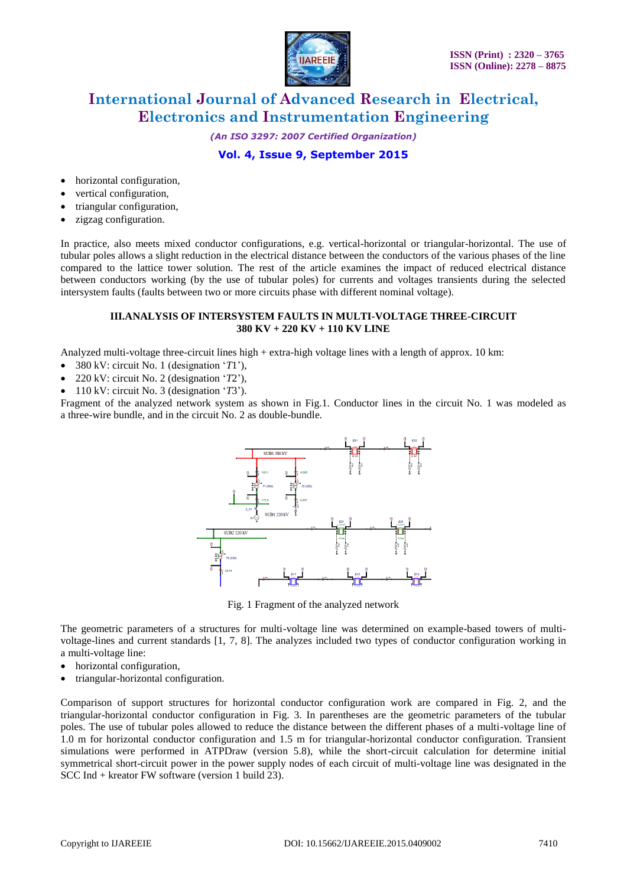- horizontal configuration,
- vertical configuration,
- triangular configuration,
- zigzag configuration.

In practice, also meets mixed conductor configurations, e.g. vertical-horizontal or triangular-horizontal. The use of tubular poles allows a slight reduction in the electrical distance between the conductors of the various phases of the line compared to the lattice tower solution. The rest of the article examines the impact of reduced electrical distance between conductors working (by the use of tubular poles) for currents and voltages transients during the selected intersystem faults (faults between two or more circuits phase with different nominal voltage).

## III.ANALYSIS OF INTERSYSTEM FAULTS IN MULTI-VOLTAGE THREE-CIRCUIT 380 KV + 220 KV + 110 KV LINE

Analyzed multi-voltage three-circuit lines high + extra-high voltage lines with a length of approx. 10 km:

- 380 kV: circuit No. 1 (designation '*T*1'),
- 220 kV: circuit No. 2 (designation '*T*2'),
- 110 kV: circuit No. 3 (designation '*T*3').

Fragment of the analyzed network system as shown in Fig.1. Conductor lines in the circuit No. 1 was modeled as a three-wire bundle, and in the circuit No. 2 as double-bundle.

Fig. 1 Fragment of the analyzed network

The geometric parameters of a structures for multi-voltage line was determined on example-based towers of multi-voltage-lines and current standards [1, 7, 8]. The analyzes included two types of conductor configuration working in a multi-voltage line:

- horizontal configuration,
- triangular-horizontal configuration.

Comparison of support structures for horizontal conductor configuration work are compared in Fig. 2, and the triangular-horizontal conductor configuration in Fig. 3. In parentheses are the geometric parameters of the tubular poles. The use of tubular poles allowed to reduce the distance between the different phases of a multi-voltage line of 1.0 m for horizontal conductor configuration and 1.5 m for triangular-horizontal conductor configuration. Transient simulations were performed in ATPDraw (version 5.8), while the short-circuit calculation for determine initial symmetrical short-circuit power in the power supply nodes of each circuit of multi-voltage line was designated in the SCC Ind + kreator FW software (version 1 build 23).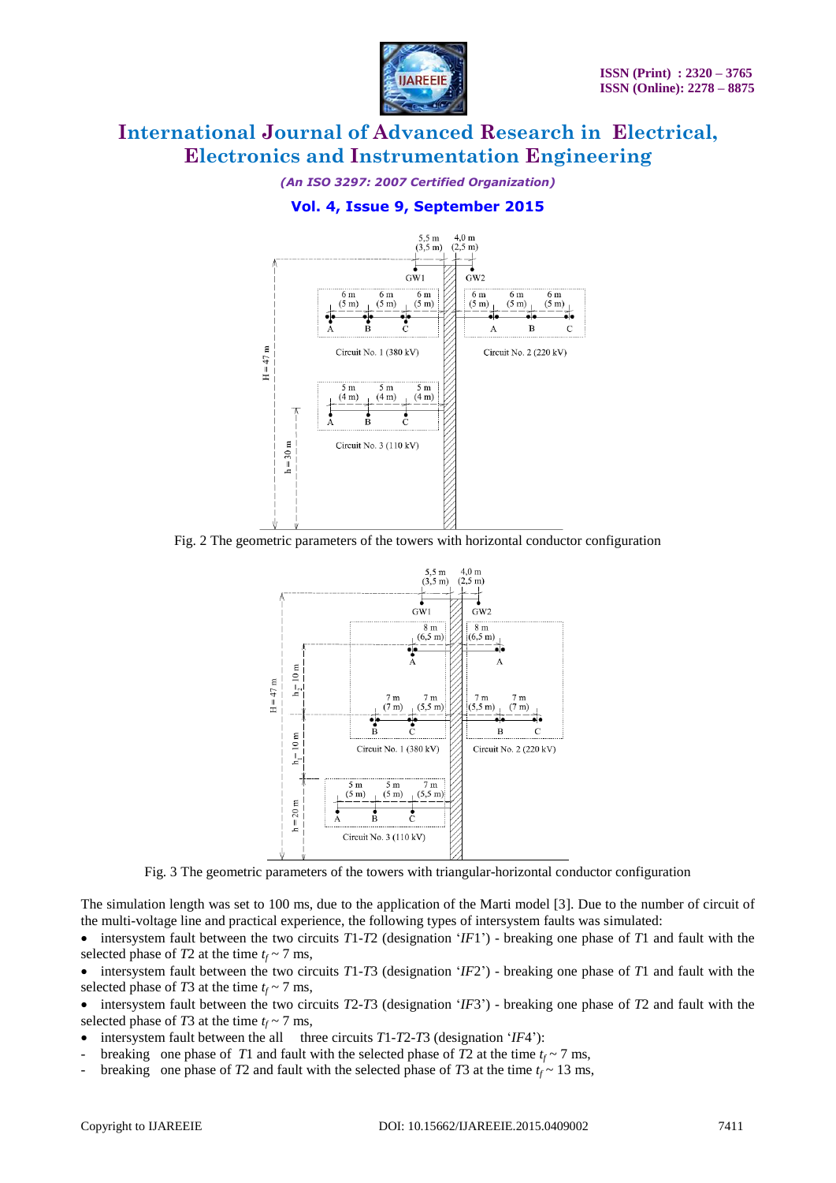Fig. 2 The geometric parameters of the towers with horizontal conductor configuration

Fig. 3 The geometric parameters of the towers with triangular-horizontal conductor configuration

The simulation length was set to 100 ms, due to the application of the Marti model [3]. Due to the number of circuit of the multi-voltage line and practical experience, the following types of intersystem faults was simulated:

- intersystem fault between the two circuits *T*1-*T*2 (designation '*IF*1') - breaking one phase of *T*1 and fault with the selected phase of *T*2 at the time $t_f$ ~ 7 ms,
- intersystem fault between the two circuits *T*1-*T*3 (designation '*IF*2') - breaking one phase of *T*1 and fault with the selected phase of *T*3 at the time $t_f$ ~ 7 ms,
- intersystem fault between the two circuits *T*2-*T*3 (designation '*IF*3') - breaking one phase of *T*2 and fault with the selected phase of *T*3 at the time $t_f$ ~ 7 ms,
- intersystem fault between the all three circuits *T*1-*T*2-*T*3 (designation '*IF*4'):
  - breaking one phase of *T*1 and fault with the selected phase of *T*2 at the time $t_f$ ~ 7 ms,
  - breaking one phase of *T*2 and fault with the selected phase of *T*3 at the time $t_f$ ~ 13 ms,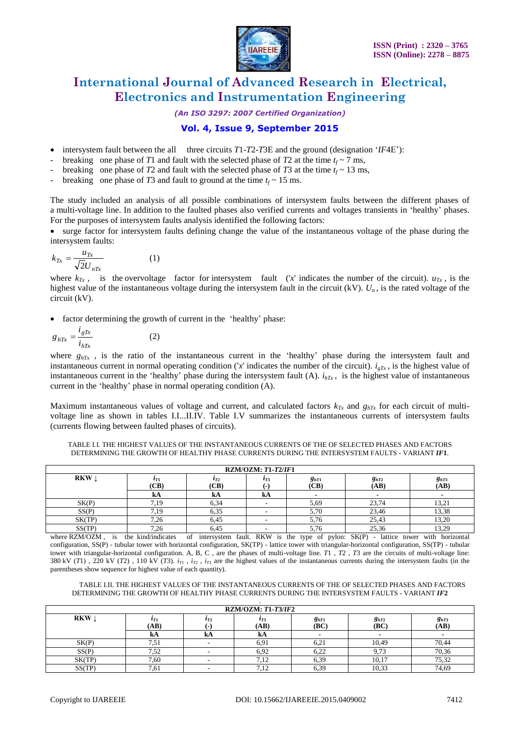- intersystem fault between the all three circuits $T1$-$T2$-$T3$E and the ground (designation '*IF*4E'):
- breaking one phase of $T1$ and fault with the selected phase of $T2$ at the time $t_f \sim 7$ ms,
- breaking one phase of $T2$ and fault with the selected phase of $T3$ at the time $t_f \sim 13$ ms,
- breaking one phase of $T3$ and fault to ground at the time $t_f \sim 15$ ms.

The study included an analysis of all possible combinations of intersystem faults between the different phases of a multi-voltage line. In addition to the faulted phases also verified currents and voltages transients in 'healthy' phases. For the purposes of intersystem faults analysis identified the following factors:

- surge factor for intersystem faults defining change the value of the instantaneous voltage of the phase during the intersystem faults:

$$k_{Tx} = \frac{u_{Tx}}{\sqrt{2}U_{nTx}} \qquad (1)$$

where $k_{Tx}$, is the overvoltage factor for intersystem fault ('$x$' indicates the number of the circuit). $u_{Tx}$, is the highest value of the instantaneous voltage during the intersystem fault in the circuit (kV). $U_n$, is the rated voltage of the circuit (kV).

- factor determining the growth of current in the 'healthy' phase:

$$g_{hTx} = \frac{i_{gTx}}{i_{hTx}} \qquad (2)$$

where $g_{hTx}$, is the ratio of the instantaneous current in the 'healthy' phase during the intersystem fault and instantaneous current in normal operating condition ('$x$' indicates the number of the circuit). $i_{gTx}$, is the highest value of instantaneous current in the 'healthy' phase during the intersystem fault (A). $i_{hTx}$, is the highest value of instantaneous current in the 'healthy' phase in normal operating condition (A).

Maximum instantaneous values of voltage and current, and calculated factors $k_{Tx}$ and $g_{hTx}$ for each circuit of multi-voltage line as shown in tables I.I...II.IV. Table I.V summarizes the instantaneous currents of intersystem faults (currents flowing between faulted phases of circuits).

TABLE I.I. THE HIGHEST VALUES OF THE INSTANTANEOUS CURRENTS OF THE OF SELECTED PHASES AND FACTORS DETERMINING THE GROWTH OF HEALTHY PHASE CURRENTS DURING THE INTERSYSTEM FAULTS - VARIANT ***IF*1**.

| RZM/OZM: *T1-T2/IF1* | | | | | | |
|---|---|---|---|---|---|---|
| **RKW ↓** | $i_{T1}$ **(CB)** | $i_{T2}$ **(CB)** | $i_{T3}$ **(-)** | $g_{hT1}$ **(CB)** | $g_{hT2}$ **(AB)** | $g_{hT3}$ **(AB)** |
| | **kA** | **kA** | **kA** | **-** | **-** | **-** |
| SK(P) | 7,19 | 6,34 | - | 5,69 | 23,74 | 13,21 |
| SS(P) | 7,19 | 6,35 | - | 5,70 | 23,46 | 13,38 |
| SK(TP) | 7,26 | 6,45 | - | 5,76 | 25,43 | 13,20 |
| SS(TP) | 7,26 | 6,45 | - | 5,76 | 25,36 | 13,29 |

where RZM/OZM, is the kind/indicates of intersystem fault. RKW is the type of pylon: SK(P) - lattice tower with horizontal configuration, SS(P) - tubular tower with horizontal configuration, SK(TP) - lattice tower with triangular-horizontal configuration, SS(TP) - tubular tower with triangular-horizontal configuration. A, B, C, are the phases of multi-voltage line. $T1$, $T2$, $T3$ are the circuits of multi-voltage line: 380 kV ($T1$), 220 kV ($T2$), 110 kV ($T3$). $i_{T1}$, $i_{T2}$, $i_{T3}$ are the highest values of the instantaneous currents during the intersystem faults (in the parentheses show sequence for highest value of each quantity).

TABLE I.II. THE HIGHEST VALUES OF THE INSTANTANEOUS CURRENTS OF THE OF SELECTED PHASES AND FACTORS DETERMINING THE GROWTH OF HEALTHY PHASE CURRENTS DURING THE INTERSYSTEM FAULTS - VARIANT ***IF*2**

| RZM/OZM: *T1-T3/IF2* | | | | | | |
|---|---|---|---|---|---|---|
| **RKW ↓** | $i_{T1}$ **(AB)** | $i_{T2}$ **(-)** | $i_{T3}$ **(AB)** | $g_{hT1}$ **(BC)** | $g_{hT2}$ **(BC)** | $g_{hT3}$ **(AB)** |
| | **kA** | **kA** | **kA** | **-** | **-** | **-** |
| SK(P) | 7,51 | - | 6,91 | 6,21 | 10,49 | 70,44 |
| SS(P) | 7,52 | - | 6,92 | 6,22 | 9,73 | 70,36 |
| SK(TP) | 7,60 | - | 7,12 | 6,39 | 10,17 | 75,32 |
| SS(TP) | 7,61 | - | 7,12 | 6,39 | 10,33 | 74,69 |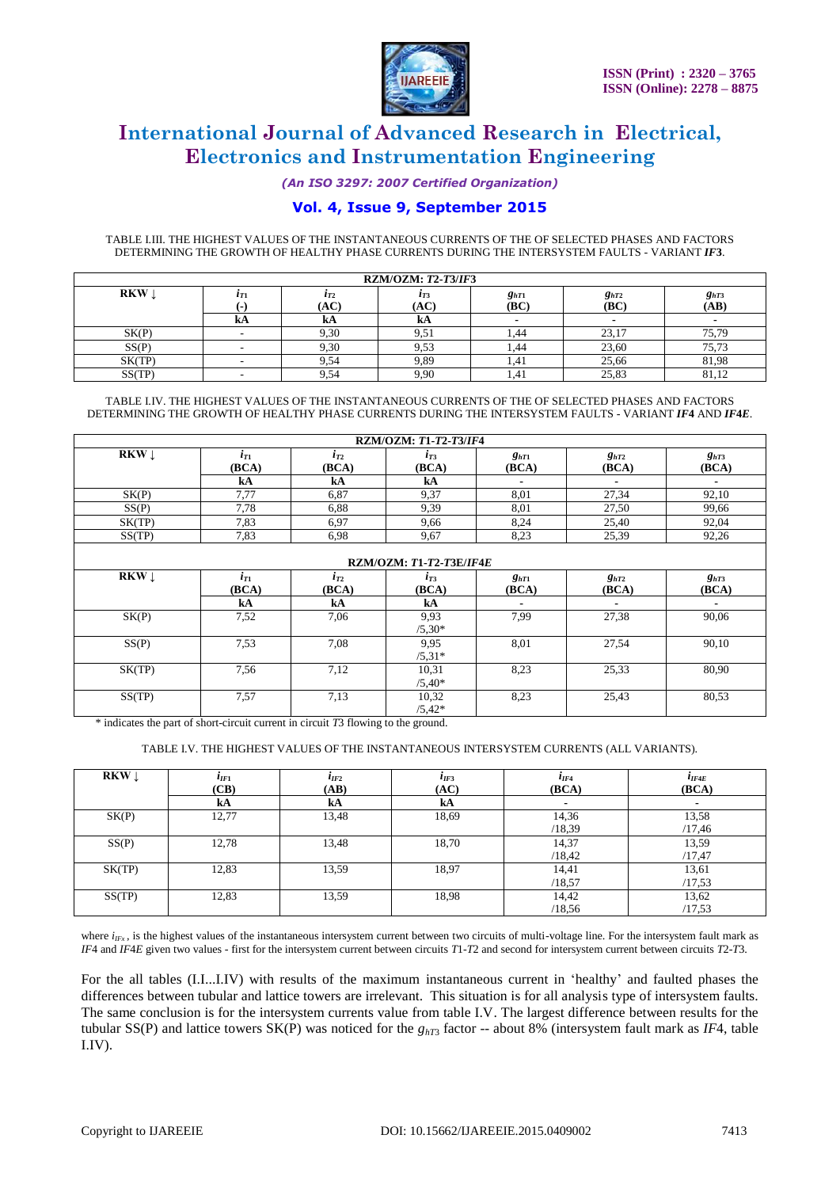TABLE I.III. THE HIGHEST VALUES OF THE INSTANTANEOUS CURRENTS OF THE OF SELECTED PHASES AND FACTORS DETERMINING THE GROWTH OF HEALTHY PHASE CURRENTS DURING THE INTERSYSTEM FAULTS - VARIANT ***IF*3**.

| RZM/OZM: *T*2-*T*3/*IF*3 | | | | | | |
|---|---|---|---|---|---|---|
| RKW ↓ | $i_{T1}$ (-) | $i_{T2}$ (AC) | $i_{T3}$ (AC) | $g_{hT1}$ (BC) | $g_{hT2}$ (BC) | $g_{hT3}$ (AB) |
| | kA | kA | kA | - | - | - |
| SK(P) | - | 9,30 | 9,51 | 1,44 | 23,17 | 75,79 |
| SS(P) | - | 9,30 | 9,53 | 1,44 | 23,60 | 75,73 |
| SK(TP) | - | 9,54 | 9,89 | 1,41 | 25,66 | 81,98 |
| SS(TP) | - | 9,54 | 9,90 | 1,41 | 25,83 | 81,12 |

TABLE I.IV. THE HIGHEST VALUES OF THE INSTANTANEOUS CURRENTS OF THE OF SELECTED PHASES AND FACTORS DETERMINING THE GROWTH OF HEALTHY PHASE CURRENTS DURING THE INTERSYSTEM FAULTS - VARIANT ***IF*4** AND ***IF*4*E***.

| RZM/OZM: *T*1-*T*2-*T*3/*IF*4 | | | | | | |
|---|---|---|---|---|---|---|
| RKW ↓ | $i_{T1}$ (BCA) | $i_{T2}$ (BCA) | $i_{T3}$ (BCA) | $g_{hT1}$ (BCA) | $g_{hT2}$ (BCA) | $g_{hT3}$ (BCA) |
| | kA | kA | kA | - | - | - |
| SK(P) | 7,77 | 6,87 | 9,37 | 8,01 | 27,34 | 92,10 |
| SS(P) | 7,78 | 6,88 | 9,39 | 8,01 | 27,50 | 99,66 |
| SK(TP) | 7,83 | 6,97 | 9,66 | 8,24 | 25,40 | 92,04 |
| SS(TP) | 7,83 | 6,98 | 9,67 | 8,23 | 25,39 | 92,26 |
| **RZM/OZM: *T*1-*T*2-*T*3*E*/*IF*4*E*** | | | | | | |
| RKW ↓ | $i_{T1}$ (BCA) | $i_{T2}$ (BCA) | $i_{T3}$ (BCA) | $g_{hT1}$ (BCA) | $g_{hT2}$ (BCA) | $g_{hT3}$ (BCA) |
| | kA | kA | kA | - | - | - |
| SK(P) | 7,52 | 7,06 | 9,93 /5,30* | 7,99 | 27,38 | 90,06 |
| SS(P) | 7,53 | 7,08 | 9,95 /5,31* | 8,01 | 27,54 | 90,10 |
| SK(TP) | 7,56 | 7,12 | 10,31 /5,40* | 8,23 | 25,33 | 80,90 |
| SS(TP) | 7,57 | 7,13 | 10,32 /5,42* | 8,23 | 25,43 | 80,53 |

\* indicates the part of short-circuit current in circuit *T*3 flowing to the ground.

TABLE I.V. THE HIGHEST VALUES OF THE INSTANTANEOUS INTERSYSTEM CURRENTS (ALL VARIANTS).

| RKW ↓ | $i_{IF1}$ (CB) | $i_{IF2}$ (AB) | $i_{IF3}$ (AC) | $i_{IF4}$ (BCA) | $i_{IF4E}$ (BCA) |
|---|---|---|---|---|---|
| | kA | kA | kA | - | - |
| SK(P) | 12,77 | 13,48 | 18,69 | 14,36 /18,39 | 13,58 /17,46 |
| SS(P) | 12,78 | 13,48 | 18,70 | 14,37 /18,42 | 13,59 /17,47 |
| SK(TP) | 12,83 | 13,59 | 18,97 | 14,41 /18,57 | 13,61 /17,53 |
| SS(TP) | 12,83 | 13,59 | 18,98 | 14,42 /18,56 | 13,62 /17,53 |

where $i_{IFx}$, is the highest values of the instantaneous intersystem current between two circuits of multi-voltage line. For the intersystem fault mark as *IF*4 and *IF*4*E* given two values - first for the intersystem current between circuits *T*1-*T*2 and second for intersystem current between circuits *T*2-*T*3.

For the all tables (I.I...I.IV) with results of the maximum instantaneous current in 'healthy' and faulted phases the differences between tubular and lattice towers are irrelevant. This situation is for all analysis type of intersystem faults. The same conclusion is for the intersystem currents value from table I.V. The largest difference between results for the tubular SS(P) and lattice towers SK(P) was noticed for the $g_{hT3}$ factor -- about 8% (intersystem fault mark as *IF*4, table I.IV).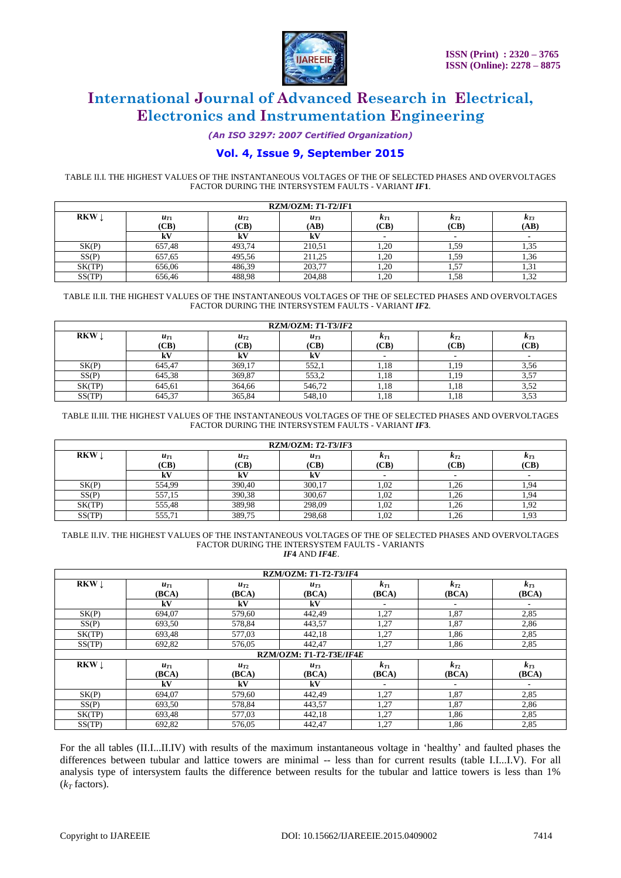TABLE II.I. THE HIGHEST VALUES OF THE INSTANTANEOUS VOLTAGES OF THE OF SELECTED PHASES AND OVERVOLTAGES FACTOR DURING THE INTERSYSTEM FAULTS - VARIANT ***IF*1**.

| RZM/OZM: *T*1-*T*2/*IF*1 | | | | | | |
|---|---|---|---|---|---|---|
| RKW ↓ | $u_{T1}$ (CB) | $u_{T2}$ (CB) | $u_{T3}$ (AB) | $k_{T1}$ (CB) | $k_{T2}$ (CB) | $k_{T3}$ (AB) |
| | kV | kV | kV | - | - | - |
| SK(P) | 657,48 | 493,74 | 210,51 | 1,20 | 1,59 | 1,35 |
| SS(P) | 657,65 | 495,56 | 211,25 | 1,20 | 1,59 | 1,36 |
| SK(TP) | 656,06 | 486,39 | 203,77 | 1,20 | 1,57 | 1,31 |
| SS(TP) | 656,46 | 488,98 | 204,88 | 1,20 | 1,58 | 1,32 |

TABLE II.II. THE HIGHEST VALUES OF THE INSTANTANEOUS VOLTAGES OF THE OF SELECTED PHASES AND OVERVOLTAGES FACTOR DURING THE INTERSYSTEM FAULTS - VARIANT ***IF*2**.

| RZM/OZM: *T*1-T3/*IF*2 | | | | | | |
|---|---|---|---|---|---|---|
| RKW ↓ | $u_{T1}$ (CB) | $u_{T2}$ (CB) | $u_{T3}$ (CB) | $k_{T1}$ (CB) | $k_{T2}$ (CB) | $k_{T3}$ (CB) |
| | kV | kV | kV | - | - | - |
| SK(P) | 645,47 | 369,17 | 552,1 | 1,18 | 1,19 | 3,56 |
| SS(P) | 645,38 | 369,87 | 553,2 | 1,18 | 1,19 | 3,57 |
| SK(TP) | 645,61 | 364,66 | 546,72 | 1,18 | 1,18 | 3,52 |
| SS(TP) | 645,37 | 365,84 | 548,10 | 1,18 | 1,18 | 3,53 |

TABLE II.III. THE HIGHEST VALUES OF THE INSTANTANEOUS VOLTAGES OF THE OF SELECTED PHASES AND OVERVOLTAGES FACTOR DURING THE INTERSYSTEM FAULTS - VARIANT ***IF*3**.

| RZM/OZM: *T*2-*T*3/*IF*3 | | | | | | |
|---|---|---|---|---|---|---|
| RKW ↓ | $u_{T1}$ (CB) | $u_{T2}$ (CB) | $u_{T3}$ (CB) | $k_{T1}$ (CB) | $k_{T2}$ (CB) | $k_{T3}$ (CB) |
| | kV | kV | kV | - | - | - |
| SK(P) | 554,99 | 390,40 | 300,17 | 1,02 | 1,26 | 1,94 |
| SS(P) | 557,15 | 390,38 | 300,67 | 1,02 | 1,26 | 1,94 |
| SK(TP) | 555,48 | 389,98 | 298,09 | 1,02 | 1,26 | 1,92 |
| SS(TP) | 555,71 | 389,75 | 298,68 | 1,02 | 1,26 | 1,93 |

TABLE II.IV. THE HIGHEST VALUES OF THE INSTANTANEOUS VOLTAGES OF THE OF SELECTED PHASES AND OVERVOLTAGES FACTOR DURING THE INTERSYSTEM FAULTS - VARIANTS ***IF*4** AND ***IF*4*E***.

| RZM/OZM: *T*1-*T*2-*T*3/*IF*4 | | | | | | |
|---|---|---|---|---|---|---|
| RKW ↓ | $u_{T1}$ (BCA) | $u_{T2}$ (BCA) | $u_{T3}$ (BCA) | $k_{T1}$ (BCA) | $k_{T2}$ (BCA) | $k_{T3}$ (BCA) |
| | kV | kV | kV | - | - | - |
| SK(P) | 694,07 | 579,60 | 442,49 | 1,27 | 1,87 | 2,85 |
| SS(P) | 693,50 | 578,84 | 443,57 | 1,27 | 1,87 | 2,86 |
| SK(TP) | 693,48 | 577,03 | 442,18 | 1,27 | 1,86 | 2,85 |
| SS(TP) | 692,82 | 576,05 | 442,47 | 1,27 | 1,86 | 2,85 |
| RZM/OZM: *T*1-*T*2-T3E/*IF*4*E* | | | | | | |
| RKW ↓ | $u_{T1}$ (BCA) | $u_{T2}$ (BCA) | $u_{T3}$ (BCA) | $k_{T1}$ (BCA) | $k_{T2}$ (BCA) | $k_{T3}$ (BCA) |
| | kV | kV | kV | - | - | - |
| SK(P) | 694,07 | 579,60 | 442,49 | 1,27 | 1,87 | 2,85 |
| SS(P) | 693,50 | 578,84 | 443,57 | 1,27 | 1,87 | 2,86 |
| SK(TP) | 693,48 | 577,03 | 442,18 | 1,27 | 1,86 | 2,85 |
| SS(TP) | 692,82 | 576,05 | 442,47 | 1,27 | 1,86 | 2,85 |

For the all tables (II.I...II.IV) with results of the maximum instantaneous voltage in 'healthy' and faulted phases the differences between tubular and lattice towers are minimal -- less than for current results (table I.I...I.V). For all analysis type of intersystem faults the difference between results for the tubular and lattice towers is less than 1% ($k_T$ factors).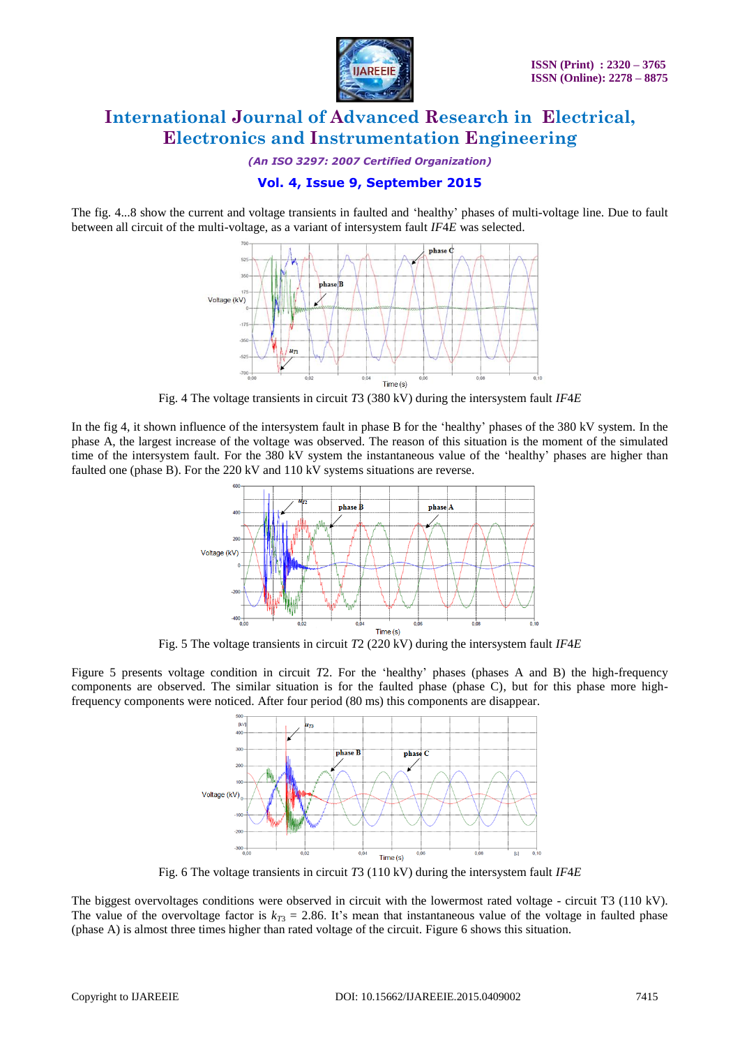The fig. 4...8 show the current and voltage transients in faulted and 'healthy' phases of multi-voltage line. Due to fault between all circuit of the multi-voltage, as a variant of intersystem fault *IF*4*E* was selected.

Fig. 4 The voltage transients in circuit *T*3 (380 kV) during the intersystem fault *IF*4*E*

In the fig 4, it shown influence of the intersystem fault in phase B for the 'healthy' phases of the 380 kV system. In the phase A, the largest increase of the voltage was observed. The reason of this situation is the moment of the simulated time of the intersystem fault. For the 380 kV system the instantaneous value of the 'healthy' phases are higher than faulted one (phase B). For the 220 kV and 110 kV systems situations are reverse.

Fig. 5 The voltage transients in circuit *T*2 (220 kV) during the intersystem fault *IF*4*E*

Figure 5 presents voltage condition in circuit *T*2. For the 'healthy' phases (phases A and B) the high-frequency components are observed. The similar situation is for the faulted phase (phase C), but for this phase more high-frequency components were noticed. After four period (80 ms) this components are disappear.

Fig. 6 The voltage transients in circuit *T*3 (110 kV) during the intersystem fault *IF*4*E*

The biggest overvoltages conditions were observed in circuit with the lowermost rated voltage - circuit T3 (110 kV). The value of the overvoltage factor is $k_{T3} = 2.86$. It's mean that instantaneous value of the voltage in faulted phase (phase A) is almost three times higher than rated voltage of the circuit. Figure 6 shows this situation.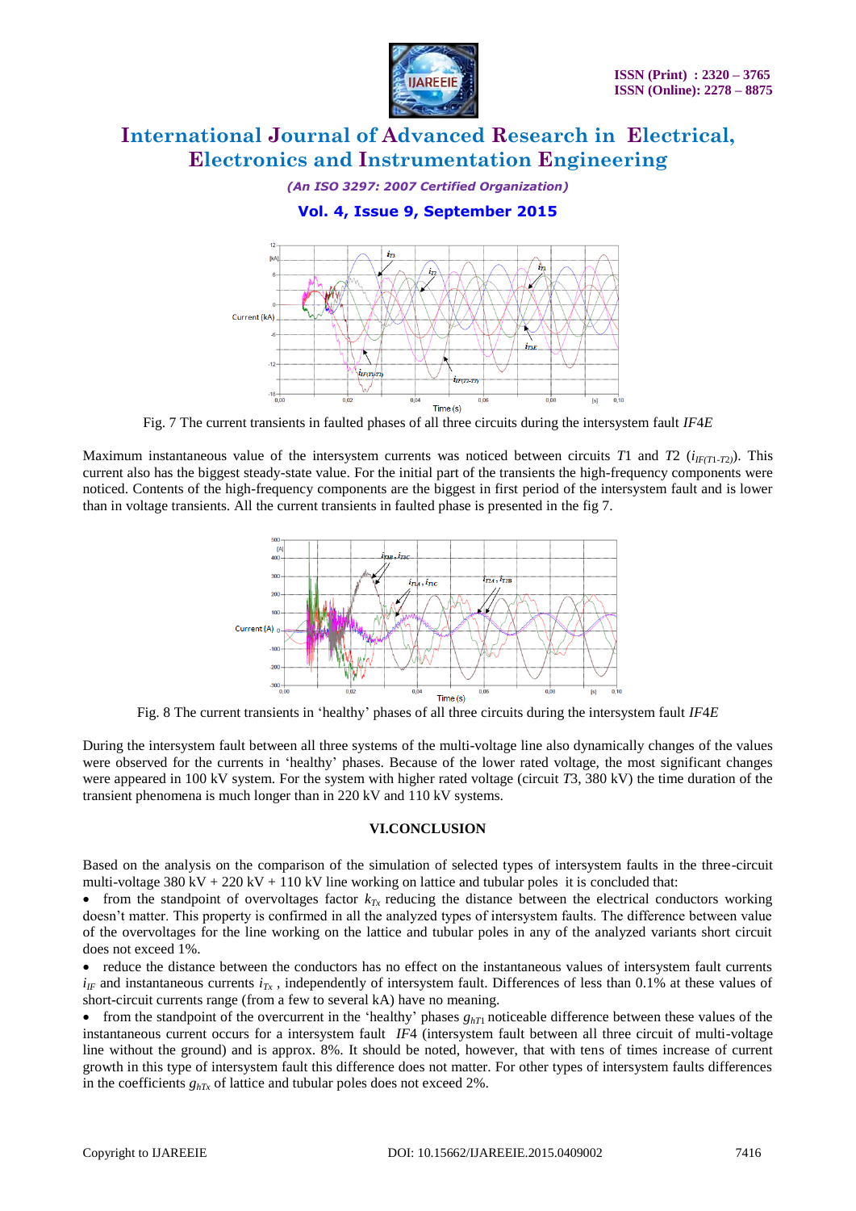Fig. 7 The current transients in faulted phases of all three circuits during the intersystem fault *IF*4*E*

Maximum instantaneous value of the intersystem currents was noticed between circuits *T*1 and *T*2 ($i_{IF(T1\text{-}T2)}$). This current also has the biggest steady-state value. For the initial part of the transients the high-frequency components were noticed. Contents of the high-frequency components are the biggest in first period of the intersystem fault and is lower than in voltage transients. All the current transients in faulted phase is presented in the fig 7.

Fig. 8 The current transients in 'healthy' phases of all three circuits during the intersystem fault *IF*4*E*

During the intersystem fault between all three systems of the multi-voltage line also dynamically changes of the values were observed for the currents in 'healthy' phases. Because of the lower rated voltage, the most significant changes were appeared in 100 kV system. For the system with higher rated voltage (circuit *T*3, 380 kV) the time duration of the transient phenomena is much longer than in 220 kV and 110 kV systems.

## VI.CONCLUSION

Based on the analysis on the comparison of the simulation of selected types of intersystem faults in the three-circuit multi-voltage 380 kV + 220 kV + 110 kV line working on lattice and tubular poles it is concluded that:

- from the standpoint of overvoltages factor $k_{Tx}$ reducing the distance between the electrical conductors working doesn't matter. This property is confirmed in all the analyzed types of intersystem faults. The difference between value of the overvoltages for the line working on the lattice and tubular poles in any of the analyzed variants short circuit does not exceed 1%.
- reduce the distance between the conductors has no effect on the instantaneous values of intersystem fault currents $i_{IF}$ and instantaneous currents $i_{Tx}$ , independently of intersystem fault. Differences of less than 0.1% at these values of short-circuit currents range (from a few to several kA) have no meaning.
- from the standpoint of the overcurrent in the 'healthy' phases $g_{hT1}$ noticeable difference between these values of the instantaneous current occurs for a intersystem fault *IF*4 (intersystem fault between all three circuit of multi-voltage line without the ground) and is approx. 8%. It should be noted, however, that with tens of times increase of current growth in this type of intersystem fault this difference does not matter. For other types of intersystem faults differences in the coefficients $g_{hTx}$ of lattice and tubular poles does not exceed 2%.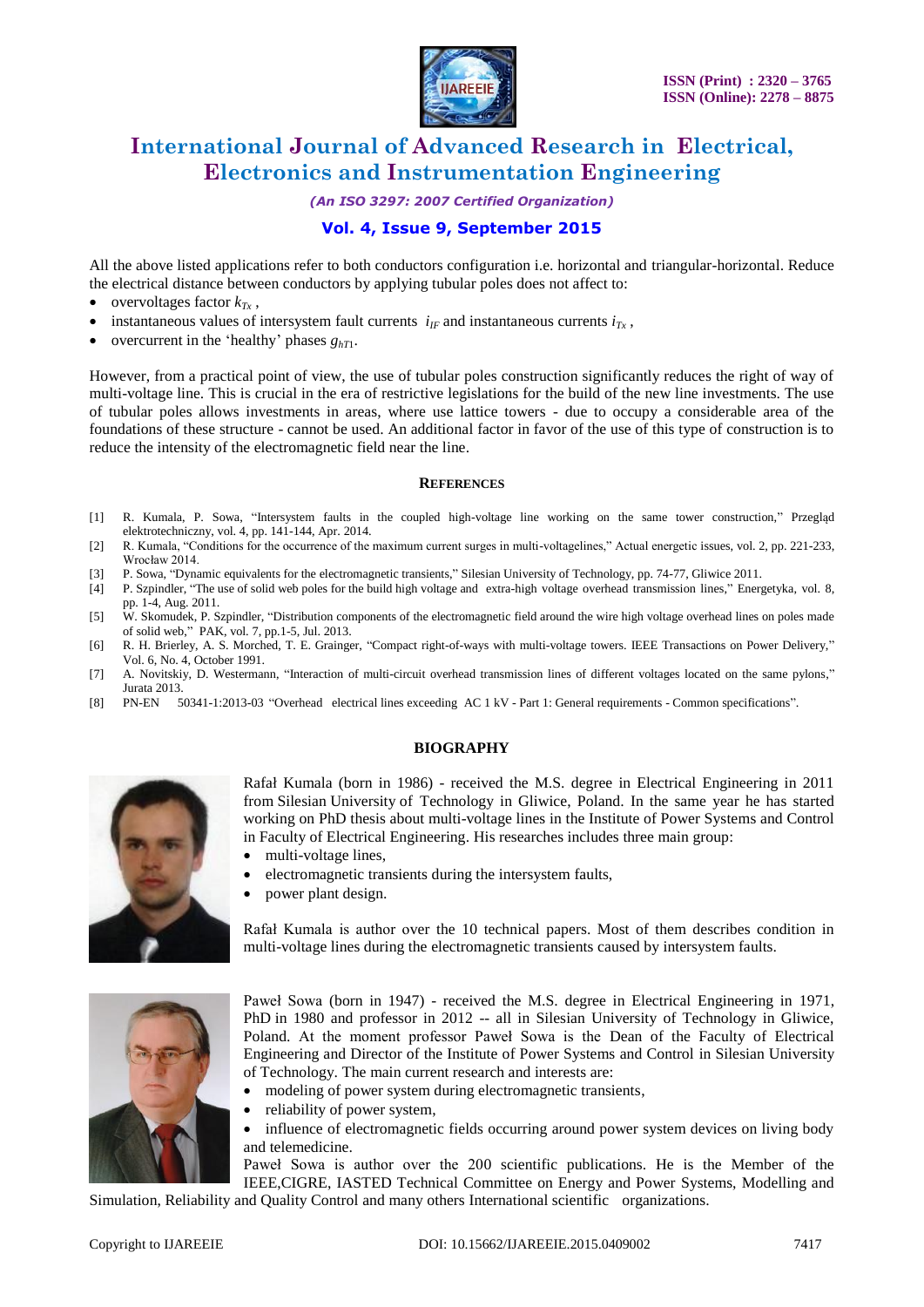All the above listed applications refer to both conductors configuration i.e. horizontal and triangular-horizontal. Reduce the electrical distance between conductors by applying tubular poles does not affect to:

- overvoltages factor $k_{Tx}$ ,
- instantaneous values of intersystem fault currents $i_{IF}$ and instantaneous currents $i_{Tx}$ ,
- overcurrent in the 'healthy' phases $g_{hT1}$.

However, from a practical point of view, the use of tubular poles construction significantly reduces the right of way of multi-voltage line. This is crucial in the era of restrictive legislations for the build of the new line investments. The use of tubular poles allows investments in areas, where use lattice towers - due to occupy a considerable area of the foundations of these structure - cannot be used. An additional factor in favor of the use of this type of construction is to reduce the intensity of the electromagnetic field near the line.

## REFERENCES

[1] R. Kumala, P. Sowa, "Intersystem faults in the coupled high-voltage line working on the same tower construction," Przegląd elektrotechniczny, vol. 4, pp. 141-144, Apr. 2014.

[2] R. Kumala, "Conditions for the occurrence of the maximum current surges in multi-voltagelines," Actual energetic issues, vol. 2, pp. 221-233, Wrocław 2014.

[3] P. Sowa, "Dynamic equivalents for the electromagnetic transients," Silesian University of Technology, pp. 74-77, Gliwice 2011.

[4] P. Szpindler, "The use of solid web poles for the build high voltage and extra-high voltage overhead transmission lines," Energetyka, vol. 8, pp. 1-4, Aug. 2011.

[5] W. Skomudek, P. Szpindler, "Distribution components of the electromagnetic field around the wire high voltage overhead lines on poles made of solid web," PAK, vol. 7, pp.1-5, Jul. 2013.

[6] R. H. Brierley, A. S. Morched, T. E. Grainger, "Compact right-of-ways with multi-voltage towers. IEEE Transactions on Power Delivery," Vol. 6, No. 4, October 1991.

[7] A. Novitskiy, D. Westermann, "Interaction of multi-circuit overhead transmission lines of different voltages located on the same pylons," Jurata 2013.

[8] PN-EN 50341-1:2013-03 "Overhead electrical lines exceeding AC 1 kV - Part 1: General requirements - Common specifications".

## BIOGRAPHY

Rafał Kumala (born in 1986) - received the M.S. degree in Electrical Engineering in 2011 from Silesian University of Technology in Gliwice, Poland. In the same year he has started working on PhD thesis about multi-voltage lines in the Institute of Power Systems and Control in Faculty of Electrical Engineering. His researches includes three main group:

- multi-voltage lines,
- electromagnetic transients during the intersystem faults,
- power plant design.

Rafał Kumala is author over the 10 technical papers. Most of them describes condition in multi-voltage lines during the electromagnetic transients caused by intersystem faults.

Paweł Sowa (born in 1947) - received the M.S. degree in Electrical Engineering in 1971, PhD in 1980 and professor in 2012 -- all in Silesian University of Technology in Gliwice, Poland. At the moment professor Paweł Sowa is the Dean of the Faculty of Electrical Engineering and Director of the Institute of Power Systems and Control in Silesian University of Technology. The main current research and interests are:

- modeling of power system during electromagnetic transients,
- reliability of power system,
- influence of electromagnetic fields occurring around power system devices on living body and telemedicine.

Paweł Sowa is author over the 200 scientific publications. He is the Member of the IEEE,CIGRE, IASTED Technical Committee on Energy and Power Systems, Modelling and Simulation, Reliability and Quality Control and many others International scientific organizations.